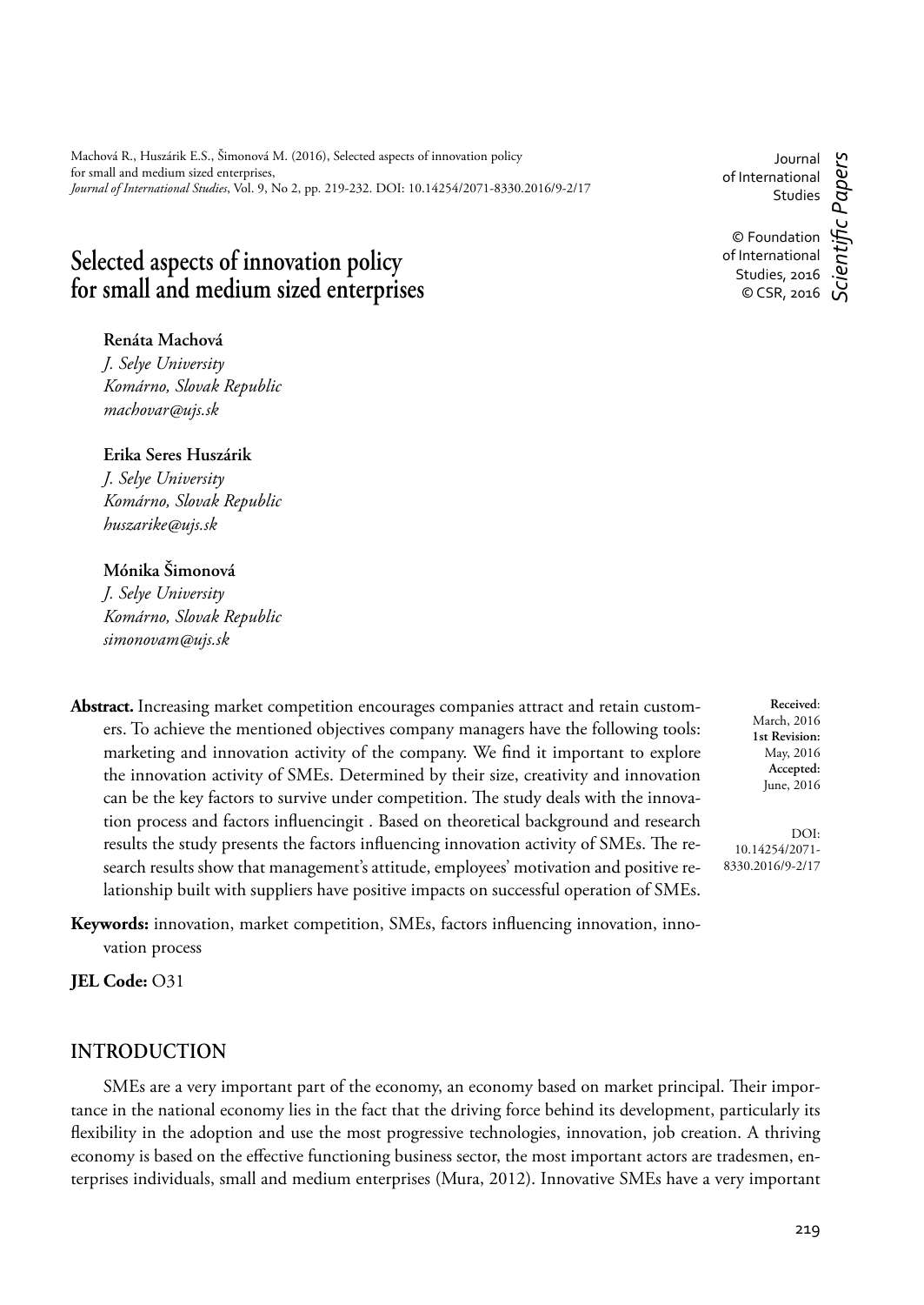Machová R., Huszárik E.S., Šimonová M. (2016), Selected aspects of innovation policy for small and medium sized enterprises, *Journal of International Studies*, Vol. 9, No 2, pp. 219-232. DOI: 10.14254/2071-8330.2016/9-2/17

Journal of International Studies

© Foundation of International Studies, 2016
© CSR, 2016

*Scientific Papers*

# Selected aspects of innovation policy for small and medium sized enterprises

**Renáta Machová**
*J. Selye University*
*Komárno, Slovak Republic*
*machovar@ujs.sk*

**Erika Seres Huszárik**
*J. Selye University*
*Komárno, Slovak Republic*
*huszarike@ujs.sk*

**Mónika Šimonová**
*J. Selye University*
*Komárno, Slovak Republic*
*simonovam@ujs.sk*

**Abstract.** Increasing market competition encourages companies attract and retain customers. To achieve the mentioned objectives company managers have the following tools: marketing and innovation activity of the company. We find it important to explore the innovation activity of SMEs. Determined by their size, creativity and innovation can be the key factors to survive under competition. The study deals with the innovation process and factors influencingit . Based on theoretical background and research results the study presents the factors influencing innovation activity of SMEs. The research results show that management's attitude, employees' motivation and positive relationship built with suppliers have positive impacts on successful operation of SMEs.

**Received**: March, 2016
**1st Revision:** May, 2016
**Accepted:** June, 2016

DOI: 10.14254/2071-8330.2016/9-2/17

**Keywords:** innovation, market competition, SMEs, factors influencing innovation, innovation process

**JEL Code:** O31

## INTRODUCTION

SMEs are a very important part of the economy, an economy based on market principal. Their importance in the national economy lies in the fact that the driving force behind its development, particularly its flexibility in the adoption and use the most progressive technologies, innovation, job creation. A thriving economy is based on the effective functioning business sector, the most important actors are tradesmen, enterprises individuals, small and medium enterprises (Mura, 2012). Innovative SMEs have a very important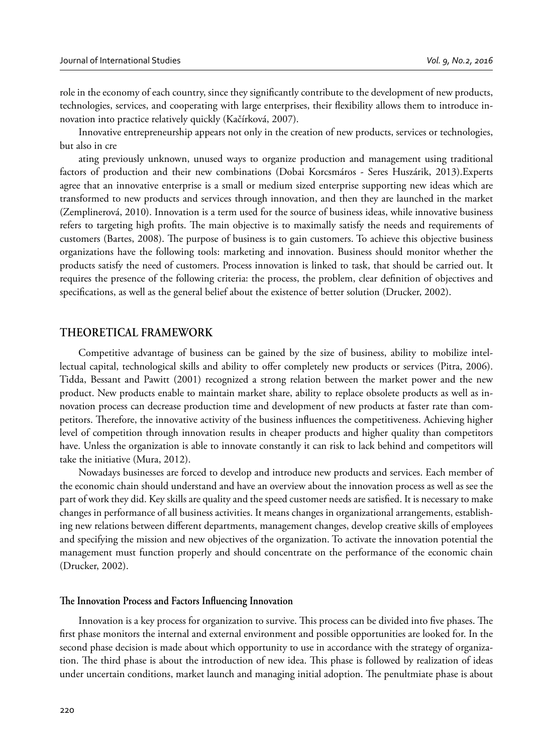role in the economy of each country, since they significantly contribute to the development of new products, technologies, services, and cooperating with large enterprises, their flexibility allows them to introduce innovation into practice relatively quickly (Kačírková, 2007).

Innovative entrepreneurship appears not only in the creation of new products, services or technologies, but also in cre

ating previously unknown, unused ways to organize production and management using traditional factors of production and their new combinations (Dobai Korcsmáros - Seres Huszárik, 2013).Experts agree that an innovative enterprise is a small or medium sized enterprise supporting new ideas which are transformed to new products and services through innovation, and then they are launched in the market (Zemplinerová, 2010). Innovation is a term used for the source of business ideas, while innovative business refers to targeting high profits. The main objective is to maximally satisfy the needs and requirements of customers (Bartes, 2008). The purpose of business is to gain customers. To achieve this objective business organizations have the following tools: marketing and innovation. Business should monitor whether the products satisfy the need of customers. Process innovation is linked to task, that should be carried out. It requires the presence of the following criteria: the process, the problem, clear definition of objectives and specifications, as well as the general belief about the existence of better solution (Drucker, 2002).

## THEORETICAL FRAMEWORK

Competitive advantage of business can be gained by the size of business, ability to mobilize intellectual capital, technological skills and ability to offer completely new products or services (Pitra, 2006). Tidda, Bessant and Pawitt (2001) recognized a strong relation between the market power and the new product. New products enable to maintain market share, ability to replace obsolete products as well as innovation process can decrease production time and development of new products at faster rate than competitors. Therefore, the innovative activity of the business influences the competitiveness. Achieving higher level of competition through innovation results in cheaper products and higher quality than competitors have. Unless the organization is able to innovate constantly it can risk to lack behind and competitors will take the initiative (Mura, 2012).

Nowadays businesses are forced to develop and introduce new products and services. Each member of the economic chain should understand and have an overview about the innovation process as well as see the part of work they did. Key skills are quality and the speed customer needs are satisfied. It is necessary to make changes in performance of all business activities. It means changes in organizational arrangements, establishing new relations between different departments, management changes, develop creative skills of employees and specifying the mission and new objectives of the organization. To activate the innovation potential the management must function properly and should concentrate on the performance of the economic chain (Drucker, 2002).

### The Innovation Process and Factors Influencing Innovation

Innovation is a key process for organization to survive. This process can be divided into five phases. The first phase monitors the internal and external environment and possible opportunities are looked for. In the second phase decision is made about which opportunity to use in accordance with the strategy of organization. The third phase is about the introduction of new idea. This phase is followed by realization of ideas under uncertain conditions, market launch and managing initial adoption. The penultmiate phase is about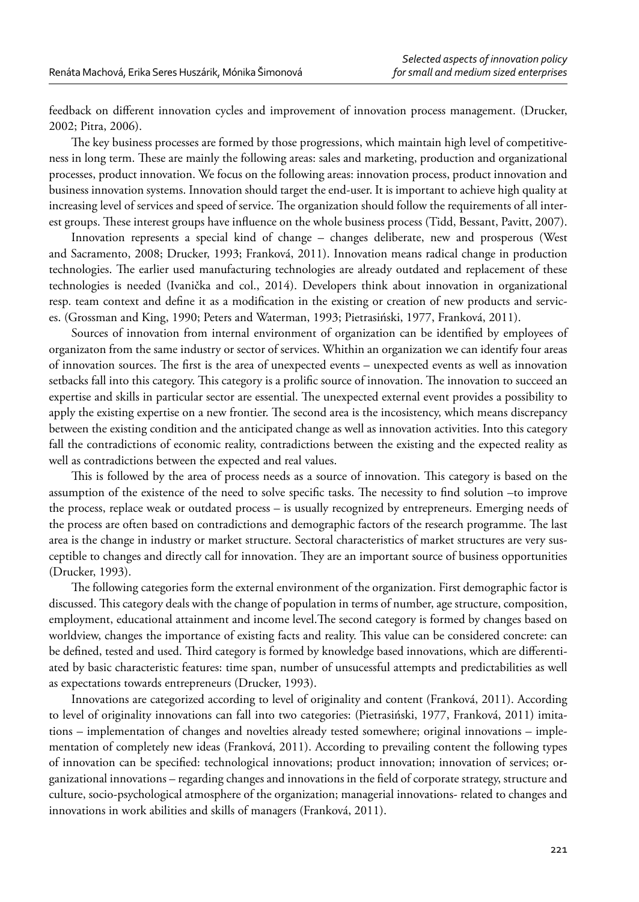feedback on different innovation cycles and improvement of innovation process management. (Drucker, 2002; Pitra, 2006).

The key business processes are formed by those progressions, which maintain high level of competitiveness in long term. These are mainly the following areas: sales and marketing, production and organizational processes, product innovation. We focus on the following areas: innovation process, product innovation and business innovation systems. Innovation should target the end-user. It is important to achieve high quality at increasing level of services and speed of service. The organization should follow the requirements of all interest groups. These interest groups have influence on the whole business process (Tidd, Bessant, Pavitt, 2007).

Innovation represents a special kind of change – changes deliberate, new and prosperous (West and Sacramento, 2008; Drucker, 1993; Franková, 2011). Innovation means radical change in production technologies. The earlier used manufacturing technologies are already outdated and replacement of these technologies is needed (Ivanička and col., 2014). Developers think about innovation in organizational resp. team context and define it as a modification in the existing or creation of new products and services. (Grossman and King, 1990; Peters and Waterman, 1993; Pietrasiński, 1977, Franková, 2011).

Sources of innovation from internal environment of organization can be identified by employees of organizaton from the same industry or sector of services. Whithin an organization we can identify four areas of innovation sources. The first is the area of unexpected events – unexpected events as well as innovation setbacks fall into this category. This category is a prolific source of innovation. The innovation to succeed an expertise and skills in particular sector are essential. The unexpected external event provides a possibility to apply the existing expertise on a new frontier. The second area is the incosistency, which means discrepancy between the existing condition and the anticipated change as well as innovation activities. Into this category fall the contradictions of economic reality, contradictions between the existing and the expected reality as well as contradictions between the expected and real values.

This is followed by the area of process needs as a source of innovation. This category is based on the assumption of the existence of the need to solve specific tasks. The necessity to find solution –to improve the process, replace weak or outdated process – is usually recognized by entrepreneurs. Emerging needs of the process are often based on contradictions and demographic factors of the research programme. The last area is the change in industry or market structure. Sectoral characteristics of market structures are very susceptible to changes and directly call for innovation. They are an important source of business opportunities (Drucker, 1993).

The following categories form the external environment of the organization. First demographic factor is discussed. This category deals with the change of population in terms of number, age structure, composition, employment, educational attainment and income level.The second category is formed by changes based on worldview, changes the importance of existing facts and reality. This value can be considered concrete: can be defined, tested and used. Third category is formed by knowledge based innovations, which are differentiated by basic characteristic features: time span, number of unsucessful attempts and predictabilities as well as expectations towards entrepreneurs (Drucker, 1993).

Innovations are categorized according to level of originality and content (Franková, 2011). According to level of originality innovations can fall into two categories: (Pietrasiński, 1977, Franková, 2011) imitations – implementation of changes and novelties already tested somewhere; original innovations – implementation of completely new ideas (Franková, 2011). According to prevailing content the following types of innovation can be specified: technological innovations; product innovation; innovation of services; organizational innovations – regarding changes and innovations in the field of corporate strategy, structure and culture, socio-psychological atmosphere of the organization; managerial innovations- related to changes and innovations in work abilities and skills of managers (Franková, 2011).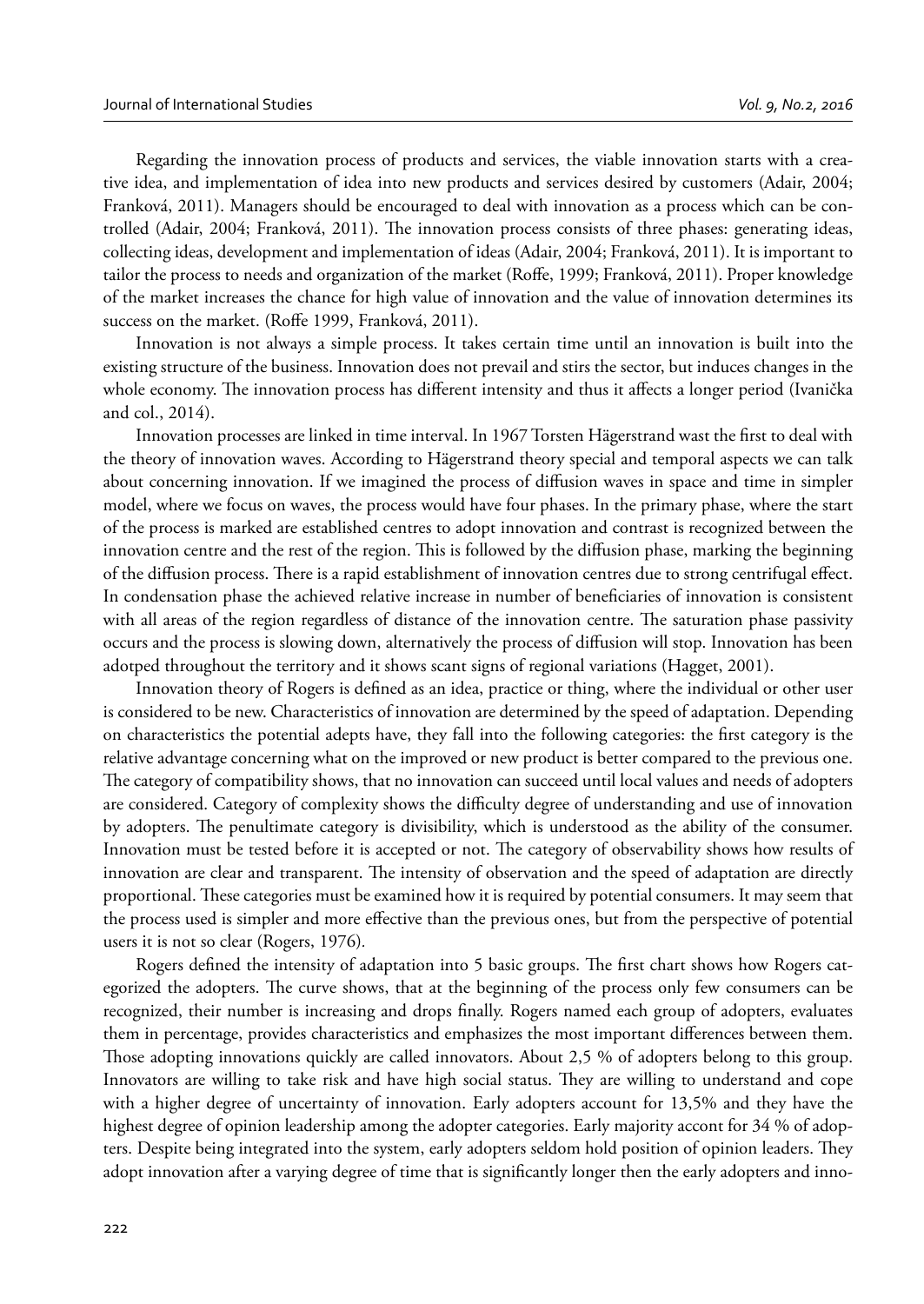Regarding the innovation process of products and services, the viable innovation starts with a creative idea, and implementation of idea into new products and services desired by customers (Adair, 2004; Franková, 2011). Managers should be encouraged to deal with innovation as a process which can be controlled (Adair, 2004; Franková, 2011). The innovation process consists of three phases: generating ideas, collecting ideas, development and implementation of ideas (Adair, 2004; Franková, 2011). It is important to tailor the process to needs and organization of the market (Roffe, 1999; Franková, 2011). Proper knowledge of the market increases the chance for high value of innovation and the value of innovation determines its success on the market. (Roffe 1999, Franková, 2011).

Innovation is not always a simple process. It takes certain time until an innovation is built into the existing structure of the business. Innovation does not prevail and stirs the sector, but induces changes in the whole economy. The innovation process has different intensity and thus it affects a longer period (Ivanička and col., 2014).

Innovation processes are linked in time interval. In 1967 Torsten Hägerstrand wast the first to deal with the theory of innovation waves. According to Hägerstrand theory special and temporal aspects we can talk about concerning innovation. If we imagined the process of diffusion waves in space and time in simpler model, where we focus on waves, the process would have four phases. In the primary phase, where the start of the process is marked are established centres to adopt innovation and contrast is recognized between the innovation centre and the rest of the region. This is followed by the diffusion phase, marking the beginning of the diffusion process. There is a rapid establishment of innovation centres due to strong centrifugal effect. In condensation phase the achieved relative increase in number of beneficiaries of innovation is consistent with all areas of the region regardless of distance of the innovation centre. The saturation phase passivity occurs and the process is slowing down, alternatively the process of diffusion will stop. Innovation has been adotped throughout the territory and it shows scant signs of regional variations (Hagget, 2001).

Innovation theory of Rogers is defined as an idea, practice or thing, where the individual or other user is considered to be new. Characteristics of innovation are determined by the speed of adaptation. Depending on characteristics the potential adepts have, they fall into the following categories: the first category is the relative advantage concerning what on the improved or new product is better compared to the previous one. The category of compatibility shows, that no innovation can succeed until local values and needs of adopters are considered. Category of complexity shows the difficulty degree of understanding and use of innovation by adopters. The penultimate category is divisibility, which is understood as the ability of the consumer. Innovation must be tested before it is accepted or not. The category of observability shows how results of innovation are clear and transparent. The intensity of observation and the speed of adaptation are directly proportional. These categories must be examined how it is required by potential consumers. It may seem that the process used is simpler and more effective than the previous ones, but from the perspective of potential users it is not so clear (Rogers, 1976).

Rogers defined the intensity of adaptation into 5 basic groups. The first chart shows how Rogers categorized the adopters. The curve shows, that at the beginning of the process only few consumers can be recognized, their number is increasing and drops finally. Rogers named each group of adopters, evaluates them in percentage, provides characteristics and emphasizes the most important differences between them. Those adopting innovations quickly are called innovators. About 2,5 % of adopters belong to this group. Innovators are willing to take risk and have high social status. They are willing to understand and cope with a higher degree of uncertainty of innovation. Early adopters account for 13,5% and they have the highest degree of opinion leadership among the adopter categories. Early majority accont for 34 % of adopters. Despite being integrated into the system, early adopters seldom hold position of opinion leaders. They adopt innovation after a varying degree of time that is significantly longer then the early adopters and inno-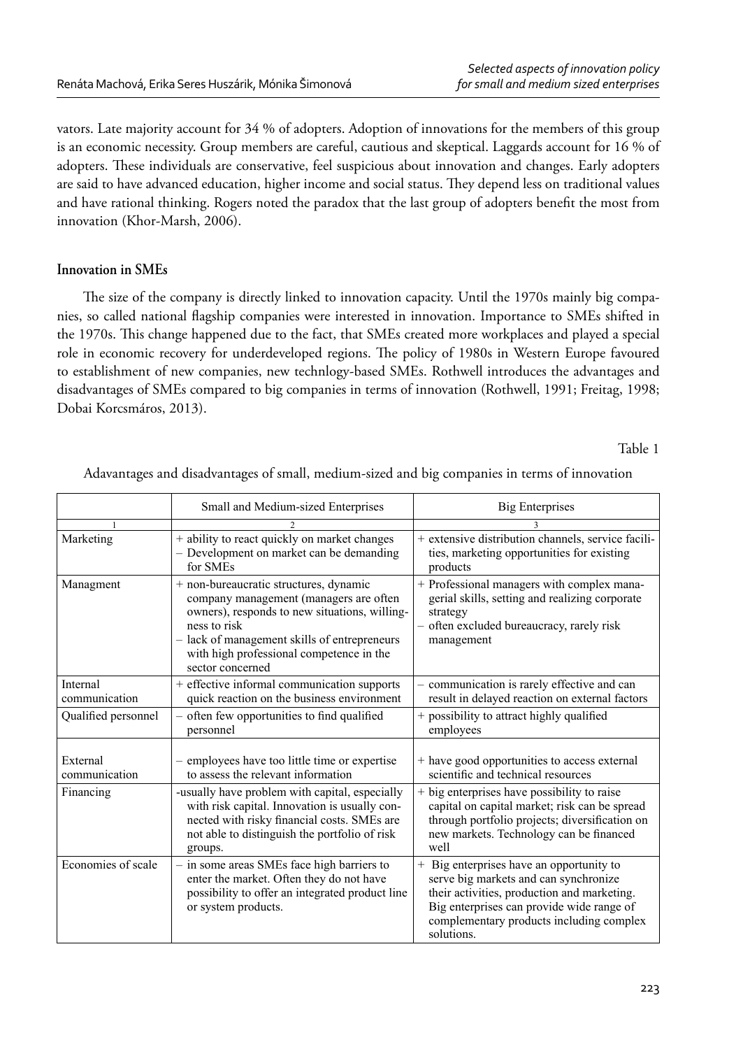vators. Late majority account for 34 % of adopters. Adoption of innovations for the members of this group is an economic necessity. Group members are careful, cautious and skeptical. Laggards account for 16 % of adopters. These individuals are conservative, feel suspicious about innovation and changes. Early adopters are said to have advanced education, higher income and social status. They depend less on traditional values and have rational thinking. Rogers noted the paradox that the last group of adopters benefit the most from innovation (Khor-Marsh, 2006).

#### Innovation in SMEs

The size of the company is directly linked to innovation capacity. Until the 1970s mainly big companies, so called national flagship companies were interested in innovation. Importance to SMEs shifted in the 1970s. This change happened due to the fact, that SMEs created more workplaces and played a special role in economic recovery for underdeveloped regions. The policy of 1980s in Western Europe favoured to establishment of new companies, new technlogy-based SMEs. Rothwell introduces the advantages and disadvantages of SMEs compared to big companies in terms of innovation (Rothwell, 1991; Freitag, 1998; Dobai Korcsmáros, 2013).

Table 1

Adavantages and disadvantages of small, medium-sized and big companies in terms of innovation

| | Small and Medium-sized Enterprises | Big Enterprises |
|---|---|---|
| 1 | 2 | 3 |
| Marketing | + ability to react quickly on market changes<br>– Development on market can be demanding for SMEs | + extensive distribution channels, service facilities, marketing opportunities for existing products |
| Managment | + non-bureaucratic structures, dynamic company management (managers are often owners), responds to new situations, willingness to risk<br>– lack of management skills of entrepreneurs with high professional competence in the sector concerned | + Professional managers with complex managerial skills, setting and realizing corporate strategy<br>– often excluded bureaucracy, rarely risk management |
| Internal communication | + effective informal communication supports quick reaction on the business environment | – communication is rarely effective and can result in delayed reaction on external factors |
| Qualified personnel | – often few opportunities to find qualified personnel | + possibility to attract highly qualified employees |
| External communication | – employees have too little time or expertise to assess the relevant information | + have good opportunities to access external scientific and technical resources |
| Financing | -usually have problem with capital, especially with risk capital. Innovation is usually connected with risky financial costs. SMEs are not able to distinguish the portfolio of risk groups. | + big enterprises have possibility to raise capital on capital market; risk can be spread through portfolio projects; diversification on new markets. Technology can be financed well |
| Economies of scale | – in some areas SMEs face high barriers to enter the market. Often they do not have possibility to offer an integrated product line or system products. | + Big enterprises have an opportunity to serve big markets and can synchronize their activities, production and marketing. Big enterprises can provide wide range of complementary products including complex solutions. |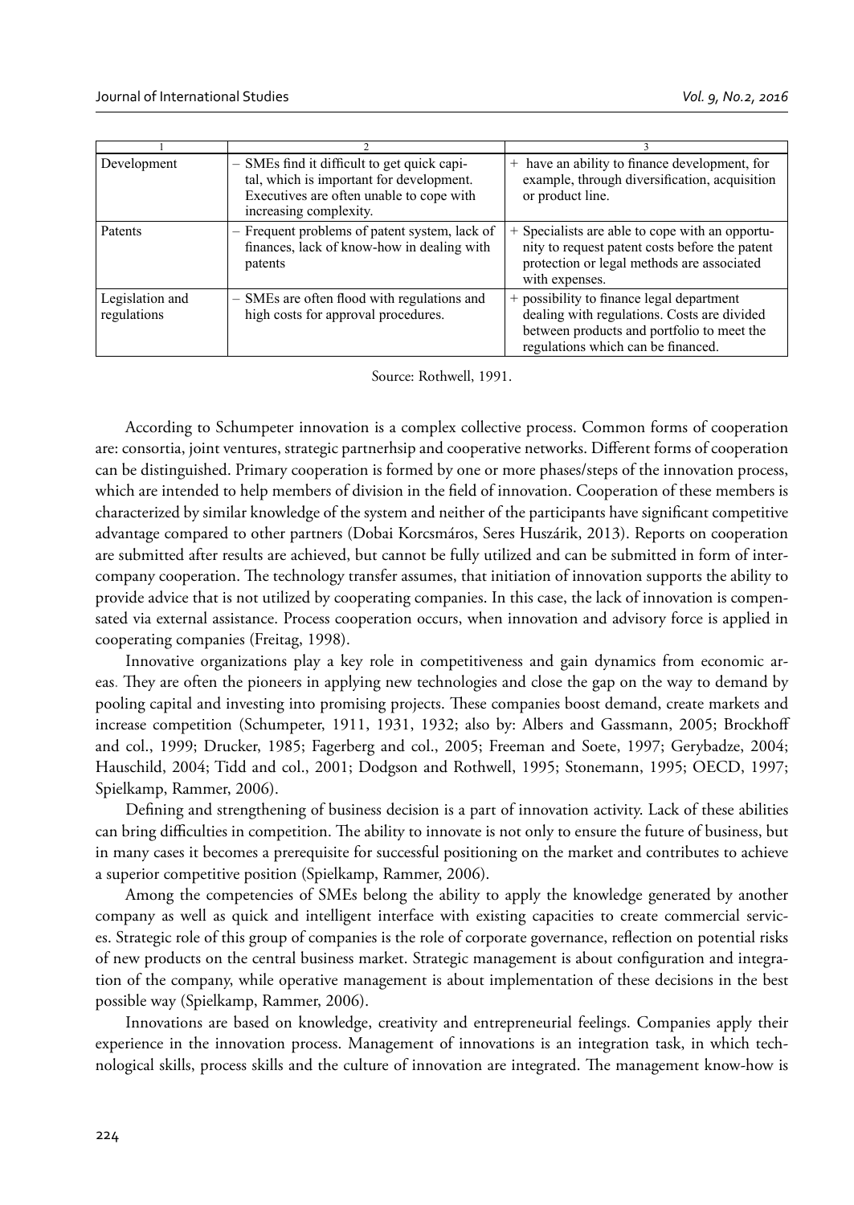| 1 | 2 | 3 |
|---|---|---|
| Development | – SMEs find it difficult to get quick capital, which is important for development. Executives are often unable to cope with increasing complexity. | + have an ability to finance development, for example, through diversification, acquisition or product line. |
| Patents | – Frequent problems of patent system, lack of finances, lack of know-how in dealing with patents | + Specialists are able to cope with an opportunity to request patent costs before the patent protection or legal methods are associated with expenses. |
| Legislation and regulations | – SMEs are often flood with regulations and high costs for approval procedures. | + possibility to finance legal department dealing with regulations. Costs are divided between products and portfolio to meet the regulations which can be financed. |

Source: Rothwell, 1991.

According to Schumpeter innovation is a complex collective process. Common forms of cooperation are: consortia, joint ventures, strategic partnerhsip and cooperative networks. Different forms of cooperation can be distinguished. Primary cooperation is formed by one or more phases/steps of the innovation process, which are intended to help members of division in the field of innovation. Cooperation of these members is characterized by similar knowledge of the system and neither of the participants have significant competitive advantage compared to other partners (Dobai Korcsmáros, Seres Huszárik, 2013). Reports on cooperation are submitted after results are achieved, but cannot be fully utilized and can be submitted in form of inter-company cooperation. The technology transfer assumes, that initiation of innovation supports the ability to provide advice that is not utilized by cooperating companies. In this case, the lack of innovation is compensated via external assistance. Process cooperation occurs, when innovation and advisory force is applied in cooperating companies (Freitag, 1998).

Innovative organizations play a key role in competitiveness and gain dynamics from economic areas. They are often the pioneers in applying new technologies and close the gap on the way to demand by pooling capital and investing into promising projects. These companies boost demand, create markets and increase competition (Schumpeter, 1911, 1931, 1932; also by: Albers and Gassmann, 2005; Brockhoff and col., 1999; Drucker, 1985; Fagerberg and col., 2005; Freeman and Soete, 1997; Gerybadze, 2004; Hauschild, 2004; Tidd and col., 2001; Dodgson and Rothwell, 1995; Stonemann, 1995; OECD, 1997; Spielkamp, Rammer, 2006).

Defining and strengthening of business decision is a part of innovation activity. Lack of these abilities can bring difficulties in competition. The ability to innovate is not only to ensure the future of business, but in many cases it becomes a prerequisite for successful positioning on the market and contributes to achieve a superior competitive position (Spielkamp, Rammer, 2006).

Among the competencies of SMEs belong the ability to apply the knowledge generated by another company as well as quick and intelligent interface with existing capacities to create commercial services. Strategic role of this group of companies is the role of corporate governance, reflection on potential risks of new products on the central business market. Strategic management is about configuration and integration of the company, while operative management is about implementation of these decisions in the best possible way (Spielkamp, Rammer, 2006).

Innovations are based on knowledge, creativity and entrepreneurial feelings. Companies apply their experience in the innovation process. Management of innovations is an integration task, in which technological skills, process skills and the culture of innovation are integrated. The management know-how is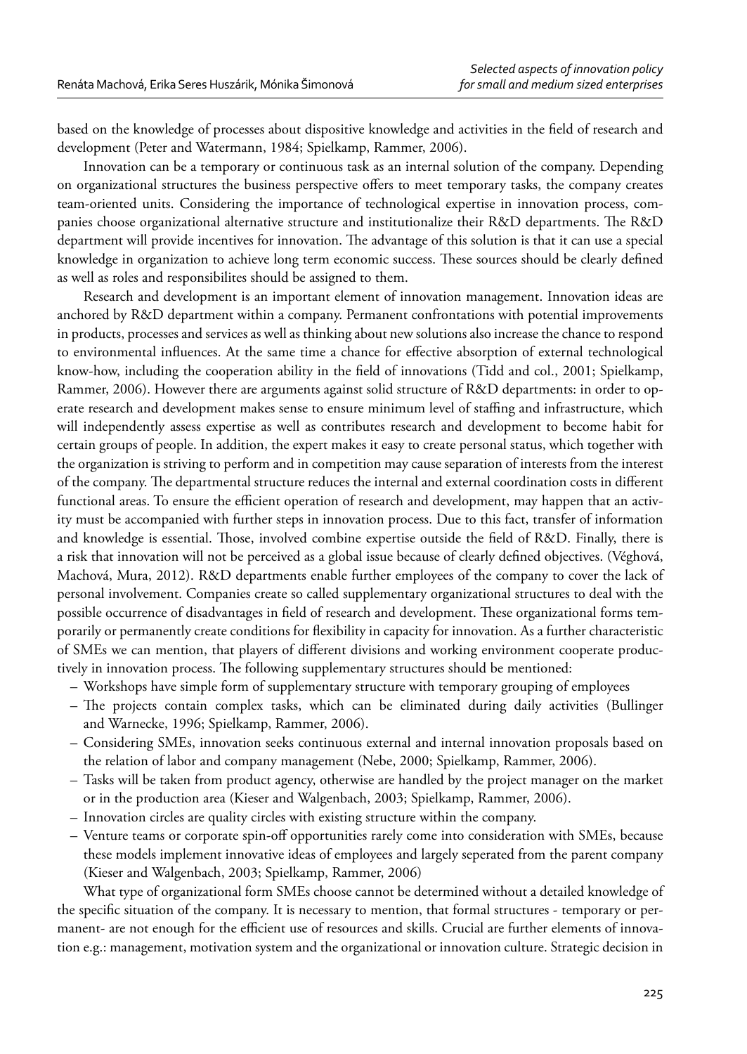based on the knowledge of processes about dispositive knowledge and activities in the field of research and development (Peter and Watermann, 1984; Spielkamp, Rammer, 2006).

Innovation can be a temporary or continuous task as an internal solution of the company. Depending on organizational structures the business perspective offers to meet temporary tasks, the company creates team-oriented units. Considering the importance of technological expertise in innovation process, companies choose organizational alternative structure and institutionalize their R&D departments. The R&D department will provide incentives for innovation. The advantage of this solution is that it can use a special knowledge in organization to achieve long term economic success. These sources should be clearly defined as well as roles and responsibilites should be assigned to them.

Research and development is an important element of innovation management. Innovation ideas are anchored by R&D department within a company. Permanent confrontations with potential improvements in products, processes and services as well as thinking about new solutions also increase the chance to respond to environmental influences. At the same time a chance for effective absorption of external technological know-how, including the cooperation ability in the field of innovations (Tidd and col., 2001; Spielkamp, Rammer, 2006). However there are arguments against solid structure of R&D departments: in order to operate research and development makes sense to ensure minimum level of staffing and infrastructure, which will independently assess expertise as well as contributes research and development to become habit for certain groups of people. In addition, the expert makes it easy to create personal status, which together with the organization is striving to perform and in competition may cause separation of interests from the interest of the company. The departmental structure reduces the internal and external coordination costs in different functional areas. To ensure the efficient operation of research and development, may happen that an activity must be accompanied with further steps in innovation process. Due to this fact, transfer of information and knowledge is essential. Those, involved combine expertise outside the field of R&D. Finally, there is a risk that innovation will not be perceived as a global issue because of clearly defined objectives. (Véghová, Machová, Mura, 2012). R&D departments enable further employees of the company to cover the lack of personal involvement. Companies create so called supplementary organizational structures to deal with the possible occurrence of disadvantages in field of research and development. These organizational forms temporarily or permanently create conditions for flexibility in capacity for innovation. As a further characteristic of SMEs we can mention, that players of different divisions and working environment cooperate productively in innovation process. The following supplementary structures should be mentioned:

- Workshops have simple form of supplementary structure with temporary grouping of employees
- The projects contain complex tasks, which can be eliminated during daily activities (Bullinger and Warnecke, 1996; Spielkamp, Rammer, 2006).
- Considering SMEs, innovation seeks continuous external and internal innovation proposals based on the relation of labor and company management (Nebe, 2000; Spielkamp, Rammer, 2006).
- Tasks will be taken from product agency, otherwise are handled by the project manager on the market or in the production area (Kieser and Walgenbach, 2003; Spielkamp, Rammer, 2006).
- Innovation circles are quality circles with existing structure within the company.
- Venture teams or corporate spin-off opportunities rarely come into consideration with SMEs, because these models implement innovative ideas of employees and largely seperated from the parent company (Kieser and Walgenbach, 2003; Spielkamp, Rammer, 2006)

What type of organizational form SMEs choose cannot be determined without a detailed knowledge of the specific situation of the company. It is necessary to mention, that formal structures - temporary or permanent- are not enough for the efficient use of resources and skills. Crucial are further elements of innovation e.g.: management, motivation system and the organizational or innovation culture. Strategic decision in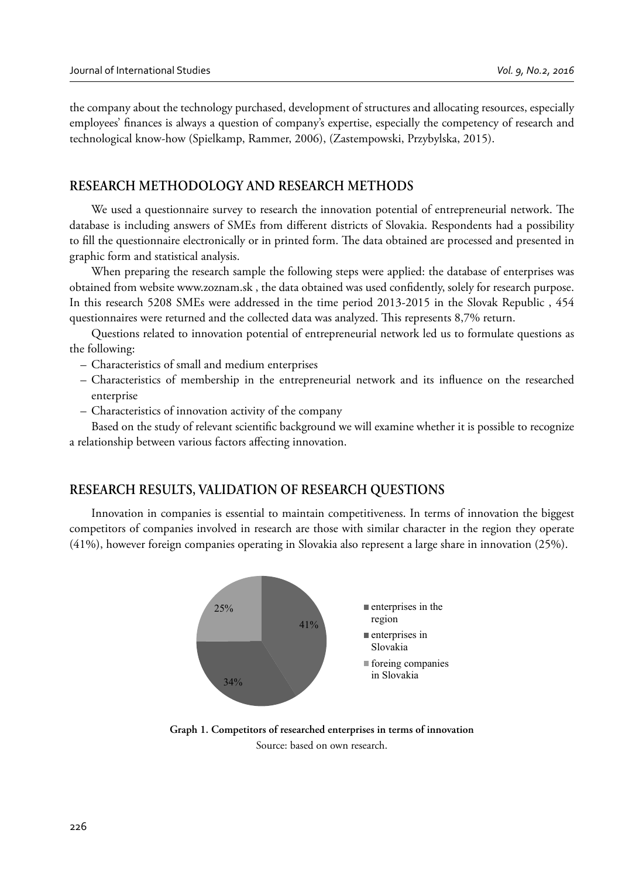the company about the technology purchased, development of structures and allocating resources, especially employees' finances is always a question of company's expertise, especially the competency of research and technological know-how (Spielkamp, Rammer, 2006), (Zastempowski, Przybylska, 2015).

## RESEARCH METHODOLOGY AND RESEARCH METHODS

We used a questionnaire survey to research the innovation potential of entrepreneurial network. The database is including answers of SMEs from different districts of Slovakia. Respondents had a possibility to fill the questionnaire electronically or in printed form. The data obtained are processed and presented in graphic form and statistical analysis.

When preparing the research sample the following steps were applied: the database of enterprises was obtained from website www.zoznam.sk , the data obtained was used confidently, solely for research purpose. In this research 5208 SMEs were addressed in the time period 2013-2015 in the Slovak Republic , 454 questionnaires were returned and the collected data was analyzed. This represents 8,7% return.

Questions related to innovation potential of entrepreneurial network led us to formulate questions as the following:

- Characteristics of small and medium enterprises
- Characteristics of membership in the entrepreneurial network and its influence on the researched enterprise
- Characteristics of innovation activity of the company

Based on the study of relevant scientific background we will examine whether it is possible to recognize a relationship between various factors affecting innovation.

## RESEARCH RESULTS, VALIDATION OF RESEARCH QUESTIONS

Innovation in companies is essential to maintain competitiveness. In terms of innovation the biggest competitors of companies involved in research are those with similar character in the region they operate (41%), however foreign companies operating in Slovakia also represent a large share in innovation (25%).

| Category | Share |
| --- | --- |
| enterprises in the region | 41% |
| enterprises in Slovakia | 34% |
| foreing companies in Slovakia | 25% |

**Graph 1. Competitors of researched enterprises in terms of innovation**

Source: based on own research.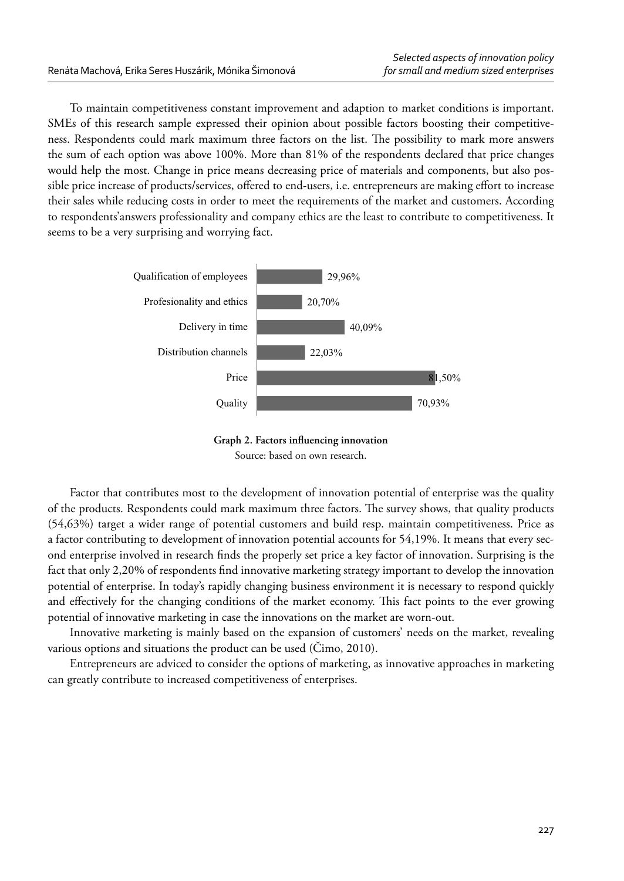To maintain competitiveness constant improvement and adaption to market conditions is important. SMEs of this research sample expressed their opinion about possible factors boosting their competitiveness. Respondents could mark maximum three factors on the list. The possibility to mark more answers the sum of each option was above 100%. More than 81% of the respondents declared that price changes would help the most. Change in price means decreasing price of materials and components, but also possible price increase of products/services, offered to end-users, i.e. entrepreneurs are making effort to increase their sales while reducing costs in order to meet the requirements of the market and customers. According to respondents'answers professionality and company ethics are the least to contribute to competitiveness. It seems to be a very surprising and worrying fact.

| Factor | Share |
|---|---|
| Qualification of employees | 29,96% |
| Profesionality and ethics | 20,70% |
| Delivery in time | 40,09% |
| Distribution channels | 22,03% |
| Price | 81,50% |
| Quality | 70,93% |

**Graph 2. Factors influencing innovation**

Source: based on own research.

Factor that contributes most to the development of innovation potential of enterprise was the quality of the products. Respondents could mark maximum three factors. The survey shows, that quality products (54,63%) target a wider range of potential customers and build resp. maintain competitiveness. Price as a factor contributing to development of innovation potential accounts for 54,19%. It means that every second enterprise involved in research finds the properly set price a key factor of innovation. Surprising is the fact that only 2,20% of respondents find innovative marketing strategy important to develop the innovation potential of enterprise. In today's rapidly changing business environment it is necessary to respond quickly and effectively for the changing conditions of the market economy. This fact points to the ever growing potential of innovative marketing in case the innovations on the market are worn-out.

Innovative marketing is mainly based on the expansion of customers' needs on the market, revealing various options and situations the product can be used (Čimo, 2010).

Entrepreneurs are adviced to consider the options of marketing, as innovative approaches in marketing can greatly contribute to increased competitiveness of enterprises.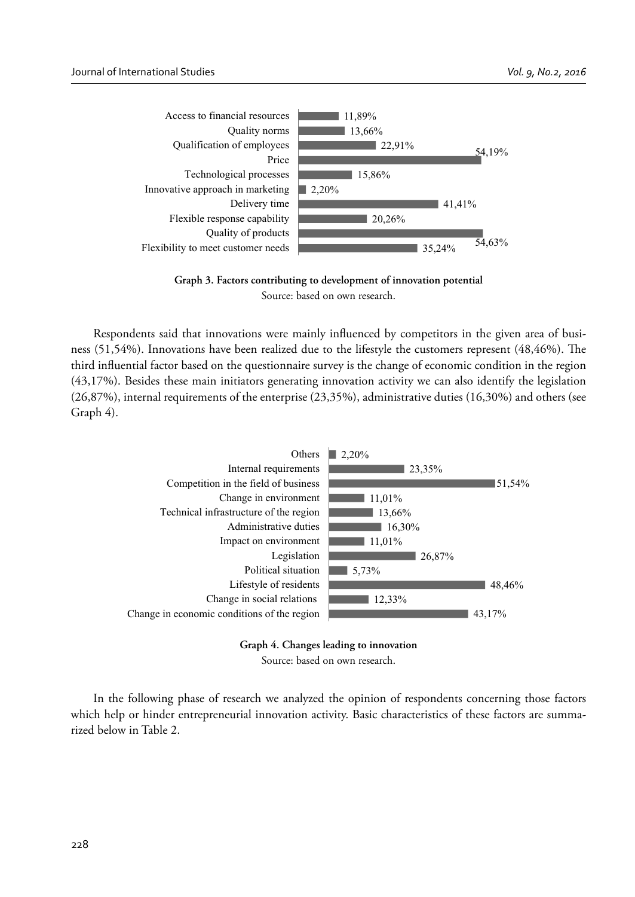| Factor | Share |
|---|---|
| Access to financial resources | 11,89% |
| Quality norms | 13,66% |
| Qualification of employees | 22,91% |
| Price | 54,19% |
| Technological processes | 15,86% |
| Innovative approach in marketing | 2,20% |
| Delivery time | 41,41% |
| Flexible response capability | 20,26% |
| Quality of products | 54,63% |
| Flexibility to meet customer needs | 35,24% |

**Graph 3. Factors contributing to development of innovation potential**

Source: based on own research.

Respondents said that innovations were mainly influenced by competitors in the given area of business (51,54%). Innovations have been realized due to the lifestyle the customers represent (48,46%). The third influential factor based on the questionnaire survey is the change of economic condition in the region (43,17%). Besides these main initiators generating innovation activity we can also identify the legislation (26,87%), internal requirements of the enterprise (23,35%), administrative duties (16,30%) and others (see Graph 4).

| Change | Share |
|---|---|
| Others | 2,20% |
| Internal requirements | 23,35% |
| Competition in the field of business | 51,54% |
| Change in environment | 11,01% |
| Technical infrastructure of the region | 13,66% |
| Administrative duties | 16,30% |
| Impact on environment | 11,01% |
| Legislation | 26,87% |
| Political situation | 5,73% |
| Lifestyle of residents | 48,46% |
| Change in social relations | 12,33% |
| Change in economic conditions of the region | 43,17% |

**Graph 4. Changes leading to innovation**

Source: based on own research.

In the following phase of research we analyzed the opinion of respondents concerning those factors which help or hinder entrepreneurial innovation activity. Basic characteristics of these factors are summarized below in Table 2.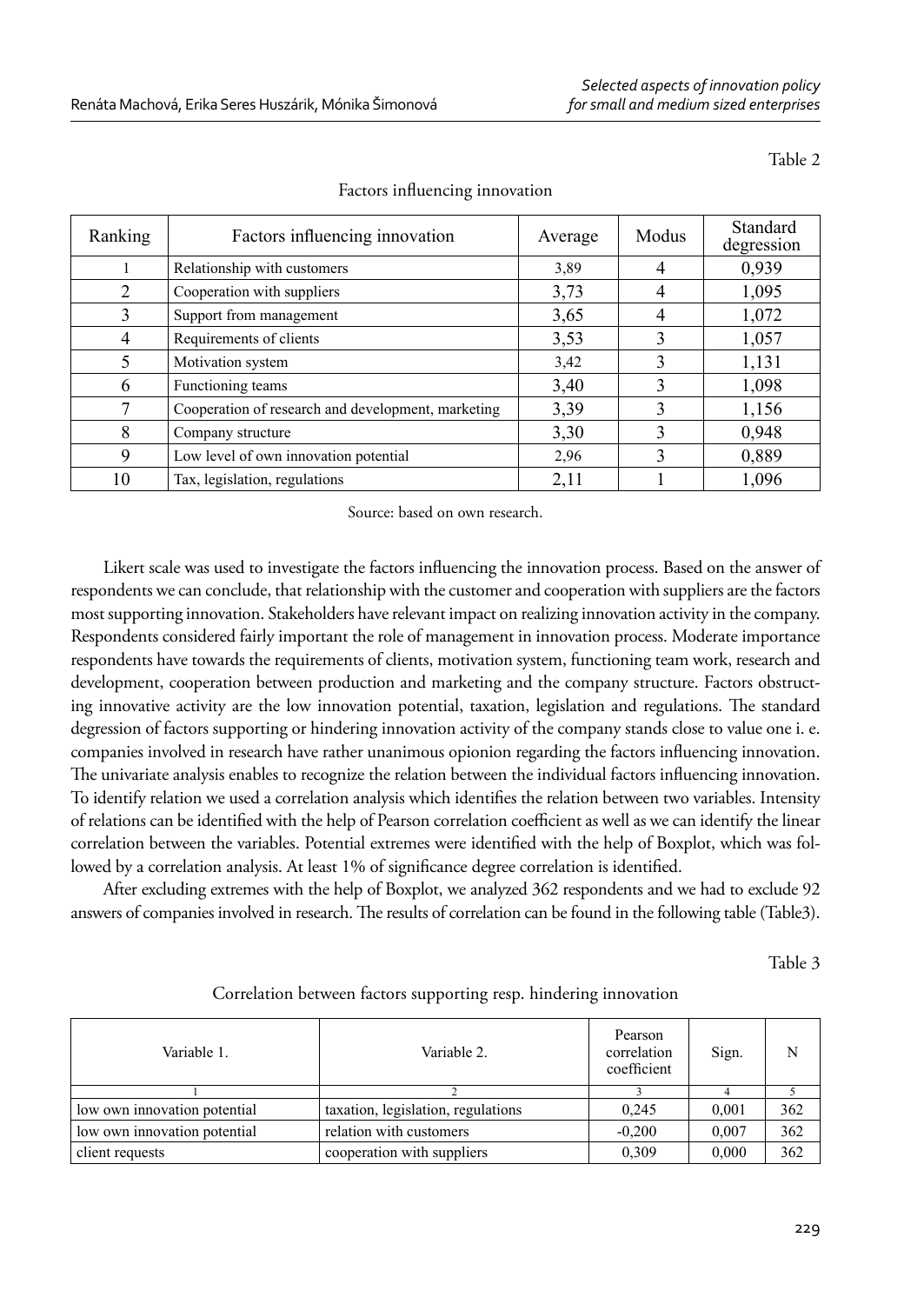Table 2

Factors influencing innovation

| Ranking | Factors influencing innovation | Average | Modus | Standard degression |
|---|---|---|---|---|
| 1 | Relationship with customers | 3,89 | 4 | 0,939 |
| 2 | Cooperation with suppliers | 3,73 | 4 | 1,095 |
| 3 | Support from management | 3,65 | 4 | 1,072 |
| 4 | Requirements of clients | 3,53 | 3 | 1,057 |
| 5 | Motivation system | 3,42 | 3 | 1,131 |
| 6 | Functioning teams | 3,40 | 3 | 1,098 |
| 7 | Cooperation of research and development, marketing | 3,39 | 3 | 1,156 |
| 8 | Company structure | 3,30 | 3 | 0,948 |
| 9 | Low level of own innovation potential | 2,96 | 3 | 0,889 |
| 10 | Tax, legislation, regulations | 2,11 | 1 | 1,096 |

Source: based on own research.

Likert scale was used to investigate the factors influencing the innovation process. Based on the answer of respondents we can conclude, that relationship with the customer and cooperation with suppliers are the factors most supporting innovation. Stakeholders have relevant impact on realizing innovation activity in the company. Respondents considered fairly important the role of management in innovation process. Moderate importance respondents have towards the requirements of clients, motivation system, functioning team work, research and development, cooperation between production and marketing and the company structure. Factors obstructing innovative activity are the low innovation potential, taxation, legislation and regulations. The standard degression of factors supporting or hindering innovation activity of the company stands close to value one i. e. companies involved in research have rather unanimous opionion regarding the factors influencing innovation. The univariate analysis enables to recognize the relation between the individual factors influencing innovation. To identify relation we used a correlation analysis which identifies the relation between two variables. Intensity of relations can be identified with the help of Pearson correlation coefficient as well as we can identify the linear correlation between the variables. Potential extremes were identified with the help of Boxplot, which was followed by a correlation analysis. At least 1% of significance degree correlation is identified.

After excluding extremes with the help of Boxplot, we analyzed 362 respondents and we had to exclude 92 answers of companies involved in research. The results of correlation can be found in the following table (Table3).

Table 3

Correlation between factors supporting resp. hindering innovation

| Variable 1. | Variable 2. | Pearson correlation coefficient | Sign. | N |
|---|---|---|---|---|
| 1 | 2 | 3 | 4 | 5 |
| low own innovation potential | taxation, legislation, regulations | 0,245 | 0,001 | 362 |
| low own innovation potential | relation with customers | -0,200 | 0,007 | 362 |
| client requests | cooperation with suppliers | 0,309 | 0,000 | 362 |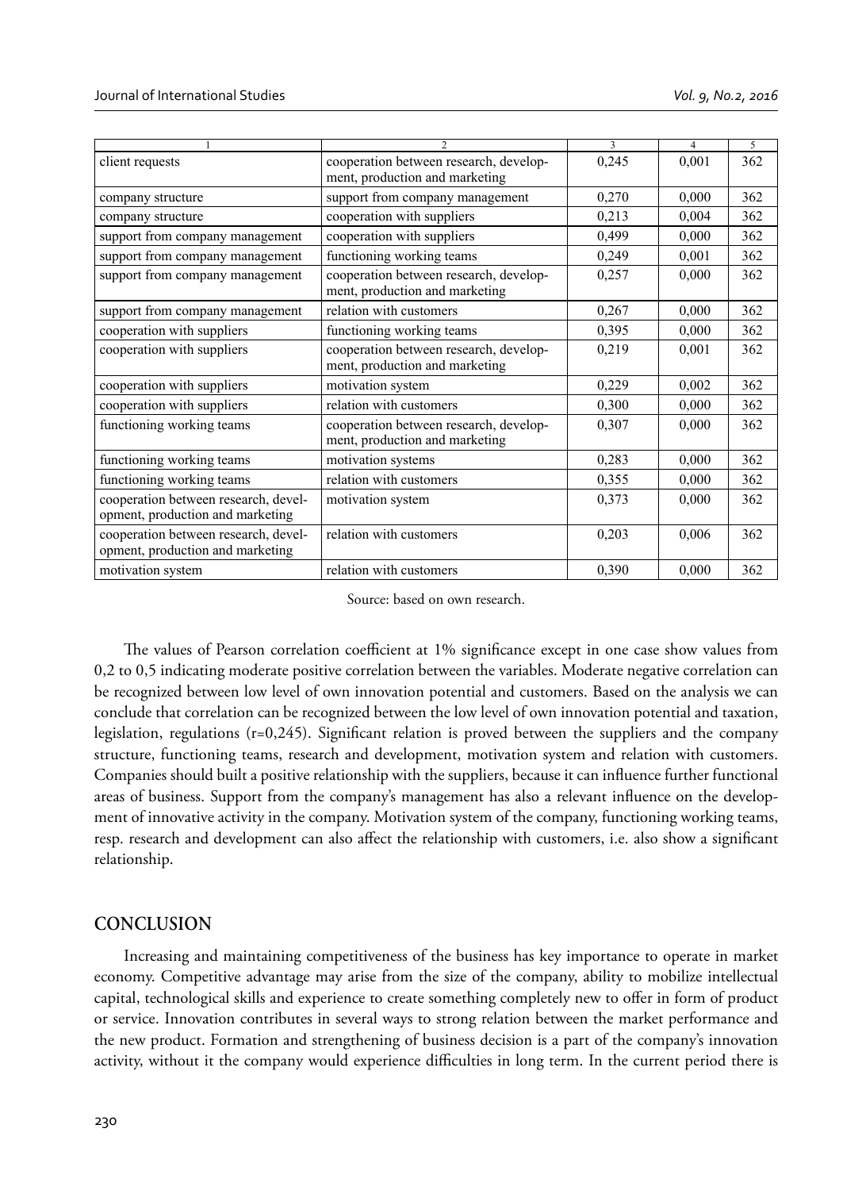| 1 | 2 | 3 | 4 | 5 |
|---|---|---|---|---|
| client requests | cooperation between research, development, production and marketing | 0,245 | 0,001 | 362 |
| company structure | support from company management | 0,270 | 0,000 | 362 |
| company structure | cooperation with suppliers | 0,213 | 0,004 | 362 |
| support from company management | cooperation with suppliers | 0,499 | 0,000 | 362 |
| support from company management | functioning working teams | 0,249 | 0,001 | 362 |
| support from company management | cooperation between research, development, production and marketing | 0,257 | 0,000 | 362 |
| support from company management | relation with customers | 0,267 | 0,000 | 362 |
| cooperation with suppliers | functioning working teams | 0,395 | 0,000 | 362 |
| cooperation with suppliers | cooperation between research, development, production and marketing | 0,219 | 0,001 | 362 |
| cooperation with suppliers | motivation system | 0,229 | 0,002 | 362 |
| cooperation with suppliers | relation with customers | 0,300 | 0,000 | 362 |
| functioning working teams | cooperation between research, development, production and marketing | 0,307 | 0,000 | 362 |
| functioning working teams | motivation systems | 0,283 | 0,000 | 362 |
| functioning working teams | relation with customers | 0,355 | 0,000 | 362 |
| cooperation between research, development, production and marketing | motivation system | 0,373 | 0,000 | 362 |
| cooperation between research, development, production and marketing | relation with customers | 0,203 | 0,006 | 362 |
| motivation system | relation with customers | 0,390 | 0,000 | 362 |

Source: based on own research.

The values of Pearson correlation coefficient at 1% significance except in one case show values from 0,2 to 0,5 indicating moderate positive correlation between the variables. Moderate negative correlation can be recognized between low level of own innovation potential and customers. Based on the analysis we can conclude that correlation can be recognized between the low level of own innovation potential and taxation, legislation, regulations (r=0,245). Significant relation is proved between the suppliers and the company structure, functioning teams, research and development, motivation system and relation with customers. Companies should built a positive relationship with the suppliers, because it can influence further functional areas of business. Support from the company's management has also a relevant influence on the development of innovative activity in the company. Motivation system of the company, functioning working teams, resp. research and development can also affect the relationship with customers, i.e. also show a significant relationship.

## CONCLUSION

Increasing and maintaining competitiveness of the business has key importance to operate in market economy. Competitive advantage may arise from the size of the company, ability to mobilize intellectual capital, technological skills and experience to create something completely new to offer in form of product or service. Innovation contributes in several ways to strong relation between the market performance and the new product. Formation and strengthening of business decision is a part of the company's innovation activity, without it the company would experience difficulties in long term. In the current period there is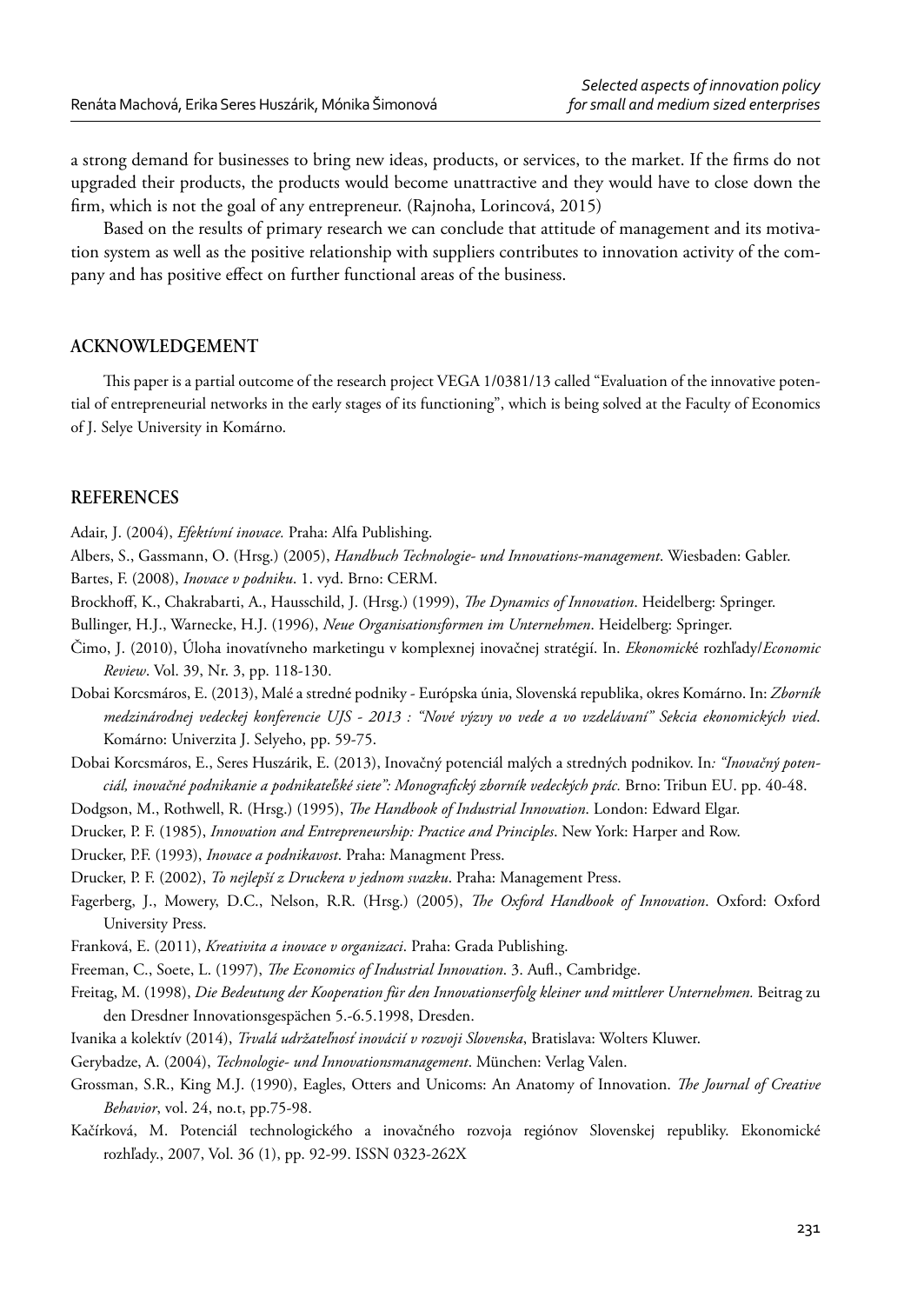a strong demand for businesses to bring new ideas, products, or services, to the market. If the firms do not upgraded their products, the products would become unattractive and they would have to close down the firm, which is not the goal of any entrepreneur. (Rajnoha, Lorincová, 2015)

Based on the results of primary research we can conclude that attitude of management and its motivation system as well as the positive relationship with suppliers contributes to innovation activity of the company and has positive effect on further functional areas of the business.

## ACKNOWLEDGEMENT

This paper is a partial outcome of the research project VEGA 1/0381/13 called "Evaluation of the innovative potential of entrepreneurial networks in the early stages of its functioning", which is being solved at the Faculty of Economics of J. Selye University in Komárno.

## REFERENCES

Adair, J. (2004), *Efektívní inovace.* Praha: Alfa Publishing.

Albers, S., Gassmann, O. (Hrsg.) (2005), *Handbuch Technologie- und Innovations-management*. Wiesbaden: Gabler.

Bartes, F. (2008), *Inovace v podniku*. 1. vyd. Brno: CERM.

Brockhoff, K., Chakrabarti, A., Hausschild, J. (Hrsg.) (1999), *The Dynamics of Innovation*. Heidelberg: Springer.

Bullinger, H.J., Warnecke, H.J. (1996), *Neue Organisationsformen im Unternehmen*. Heidelberg: Springer.

Čimo, J. (2010), Úloha inovatívneho marketingu v komplexnej inovačnej stratégií. In. *Ekonomick*é rozhľady/*Economic Review*. Vol. 39, Nr. 3, pp. 118-130.

Dobai Korcsmáros, E. (2013), Malé a stredné podniky - Európska únia, Slovenská republika, okres Komárno. In: *Zborník medzinárodnej vedeckej konferencie UJS - 2013 : "Nové výzvy vo vede a vo vzdelávaní" Sekcia ekonomických vied*. Komárno: Univerzita J. Selyeho, pp. 59-75.

Dobai Korcsmáros, E., Seres Huszárik, E. (2013), Inovačný potenciál malých a stredných podnikov. In*: "Inovačný potenciál, inovačné podnikanie a podnikateľské siete": Monografický zborník vedeckých prác.* Brno: Tribun EU. pp. 40-48.

Dodgson, M., Rothwell, R. (Hrsg.) (1995), *The Handbook of Industrial Innovation*. London: Edward Elgar.

Drucker, P. F. (1985), *Innovation and Entrepreneurship: Practice and Principles*. New York: Harper and Row.

Drucker, P.F. (1993), *Inovace a podnikavost*. Praha: Managment Press.

Drucker, P. F. (2002), *To nejlepší z Druckera v jednom svazku*. Praha: Management Press.

Fagerberg, J., Mowery, D.C., Nelson, R.R. (Hrsg.) (2005), *The Oxford Handbook of Innovation*. Oxford: Oxford University Press.

Franková, E. (2011), *Kreativita a inovace v organizaci*. Praha: Grada Publishing.

Freeman, C., Soete, L. (1997), *The Economics of Industrial Innovation*. 3. Aufl., Cambridge.

Freitag, M. (1998), *Die Bedeutung der Kooperation für den Innovationserfolg kleiner und mittlerer Unternehmen.* Beitrag zu den Dresdner Innovationsgespächen 5.-6.5.1998, Dresden.

Ivanika a kolektív (2014), *Trvalá udržateľnosť inovácií v rozvoji Slovenska*, Bratislava: Wolters Kluwer.

Gerybadze, A. (2004), *Technologie- und Innovationsmanagement*. München: Verlag Valen.

Grossman, S.R., King M.J. (1990), Eagles, Otters and Unicoms: An Anatomy of Innovation. *The Journal of Creative Behavior*, vol. 24, no.t, pp.75-98.

Kačírková, M. Potenciál technologického a inovačného rozvoja regiónov Slovenskej republiky. Ekonomické rozhľady., 2007, Vol. 36 (1), pp. 92-99. ISSN 0323-262X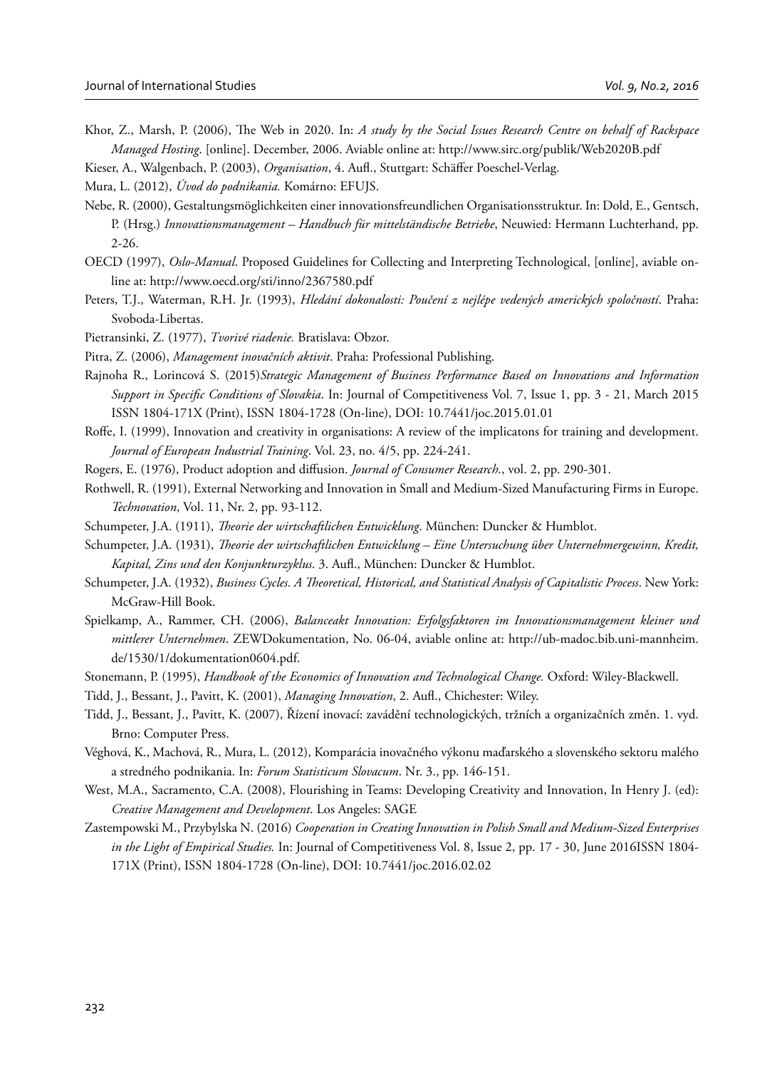Khor, Z., Marsh, P. (2006), The Web in 2020. In: *A study by the Social Issues Research Centre on behalf of Rackspace Managed Hosting*. [online]. December, 2006. Aviable online at: http://www.sirc.org/publik/Web2020B.pdf

Kieser, A., Walgenbach, P. (2003), *Organisation*, 4. Aufl., Stuttgart: Schäffer Poeschel-Verlag.

Mura, L. (2012), *Úvod do podnikania.* Komárno: EFUJS.

Nebe, R. (2000), Gestaltungsmöglichkeiten einer innovationsfreundlichen Organisationsstruktur. In: Dold, E., Gentsch, P. (Hrsg.) *Innovationsmanagement – Handbuch für mittelständische Betriebe*, Neuwied: Hermann Luchterhand, pp. 2-26.

OECD (1997), *Oslo-Manual*. Proposed Guidelines for Collecting and Interpreting Technological, [online], aviable online at: http://www.oecd.org/sti/inno/2367580.pdf

Peters, T.J., Waterman, R.H. Jr. (1993), *Hledání dokonalosti: Poučení z nejlépe vedených amerických spoločností*. Praha: Svoboda-Libertas.

Pietransinki, Z. (1977), *Tvorivé riadenie.* Bratislava: Obzor.

Pitra, Z. (2006), *Management inovačních aktivit*. Praha: Professional Publishing.

Rajnoha R., Lorincová S. (2015)*Strategic Management of Business Performance Based on Innovations and Information Support in Specific Conditions of Slovakia*. In: Journal of Competitiveness Vol. 7, Issue 1, pp. 3 - 21, March 2015 ISSN 1804-171X (Print), ISSN 1804-1728 (On-line), DOI: 10.7441/joc.2015.01.01

Roffe, I. (1999), Innovation and creativity in organisations: A review of the implicatons for training and development. *Journal of European Industrial Training*. Vol. 23, no. 4/5, pp. 224-241.

Rogers, E. (1976), Product adoption and diffusion. *Journal of Consumer Research*., vol. 2, pp. 290-301.

Rothwell, R. (1991), External Networking and Innovation in Small and Medium-Sized Manufacturing Firms in Europe. *Technovation*, Vol. 11, Nr. 2, pp. 93-112.

Schumpeter, J.A. (1911), *Theorie der wirtschaftlichen Entwicklung*. München: Duncker & Humblot.

Schumpeter, J.A. (1931), *Theorie der wirtschaftlichen Entwicklung – Eine Untersuchung über Unternehmergewinn, Kredit, Kapital, Zins und den Konjunkturzyklus*. 3. Aufl., München: Duncker & Humblot.

Schumpeter, J.A. (1932), *Business Cycles. A Theoretical, Historical, and Statistical Analysis of Capitalistic Process*. New York: McGraw-Hill Book.

Spielkamp, A., Rammer, CH. (2006), *Balanceakt Innovation: Erfolgsfaktoren im Innovationsmanagement kleiner und mittlerer Unternehmen*. ZEWDokumentation, No. 06-04, aviable online at: http://ub-madoc.bib.uni-mannheim.de/1530/1/dokumentation0604.pdf.

Stonemann, P. (1995), *Handbook of the Economics of Innovation and Technological Change.* Oxford: Wiley-Blackwell.

Tidd, J., Bessant, J., Pavitt, K. (2001), *Managing Innovation*, 2. Aufl., Chichester: Wiley.

Tidd, J., Bessant, J., Pavitt, K. (2007), Řízení inovací: zavádění technologických, tržních a organizačních změn. 1. vyd. Brno: Computer Press.

Véghová, K., Machová, R., Mura, L. (2012), Komparácia inovačného výkonu maďarského a slovenského sektoru malého a stredného podnikania. In: *Forum Statisticum Slovacum*. Nr. 3., pp. 146-151.

West, M.A., Sacramento, C.A. (2008), Flourishing in Teams: Developing Creativity and Innovation, In Henry J. (ed): *Creative Management and Development*. Los Angeles: SAGE

Zastempowski M., Przybylska N. (2016) *Cooperation in Creating Innovation in Polish Small and Medium-Sized Enterprises in the Light of Empirical Studies.* In: Journal of Competitiveness Vol. 8, Issue 2, pp. 17 - 30, June 2016ISSN 1804-171X (Print), ISSN 1804-1728 (On-line), DOI: 10.7441/joc.2016.02.02